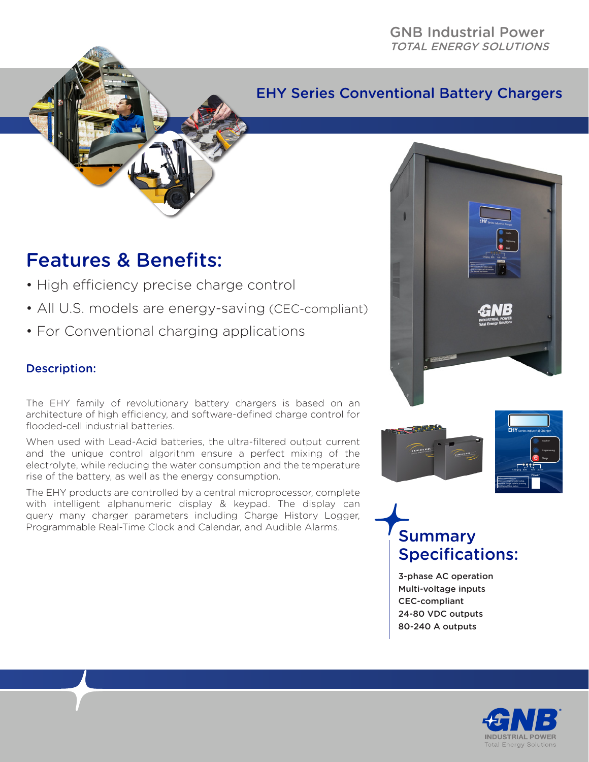GNB Industrial Power
*TOTAL ENERGY SOLUTIONS*

# EHY Series Conventional Battery Chargers

## Features & Benefits:

- High efficiency precise charge control
- All U.S. models are energy-saving (CEC-compliant)
- For Conventional charging applications

### Description:

The EHY family of revolutionary battery chargers is based on an architecture of high efficiency, and software-defined charge control for flooded-cell industrial batteries.

When used with Lead-Acid batteries, the ultra-filtered output current and the unique control algorithm ensure a perfect mixing of the electrolyte, while reducing the water consumption and the temperature rise of the battery, as well as the energy consumption.

The EHY products are controlled by a central microprocessor, complete with intelligent alphanumeric display & keypad. The display can query many charger parameters including Charge History Logger, Programmable Real-Time Clock and Calendar, and Audible Alarms.

## Summary Specifications:

3-phase AC operation
Multi-voltage inputs
CEC-compliant
24-80 VDC outputs
80-240 A outputs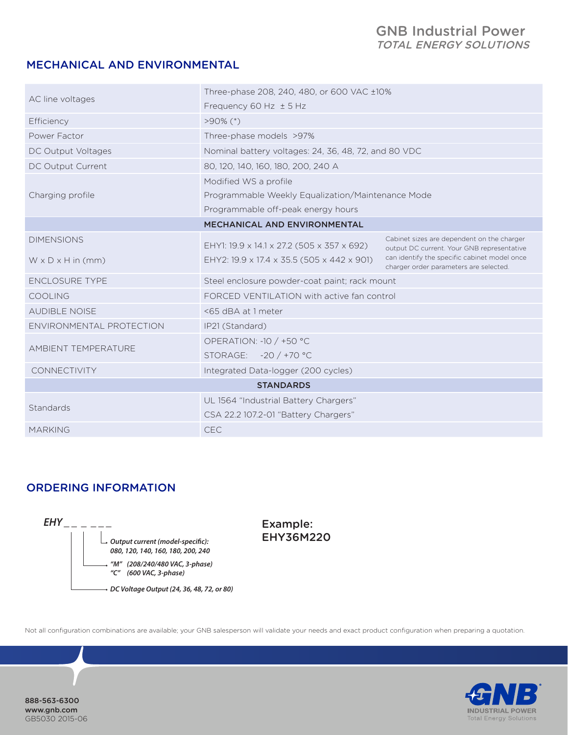## MECHANICAL AND ENVIRONMENTAL

| | | |
|---|---|---|
| AC line voltages | Three-phase 208, 240, 480, or 600 VAC ±10%<br>Frequency 60 Hz ± 5 Hz | |
| Efficiency | >90% (*) | |
| Power Factor | Three-phase models >97% | |
| DC Output Voltages | Nominal battery voltages: 24, 36, 48, 72, and 80 VDC | |
| DC Output Current | 80, 120, 140, 160, 180, 200, 240 A | |
| Charging profile | Modified WS a profile<br>Programmable Weekly Equalization/Maintenance Mode<br>Programmable off-peak energy hours | |
| MECHANICAL AND ENVIRONMENTAL | | |
| DIMENSIONS<br>W x D x H in (mm) | EHY1: 19.9 x 14.1 x 27.2 (505 x 357 x 692)<br>EHY2: 19.9 x 17.4 x 35.5 (505 x 442 x 901) | Cabinet sizes are dependent on the charger output DC current. Your GNB representative can identify the specific cabinet model once charger order parameters are selected. |
| ENCLOSURE TYPE | Steel enclosure powder-coat paint; rack mount | |
| COOLING | FORCED VENTILATION with active fan control | |
| AUDIBLE NOISE | <65 dBA at 1 meter | |
| ENVIRONMENTAL PROTECTION | IP21 (Standard) | |
| AMBIENT TEMPERATURE | OPERATION: -10 / +50 °C<br>STORAGE: -20 / +70 °C | |
| CONNECTIVITY | Integrated Data-logger (200 cycles) | |
| STANDARDS | | |
| Standards | UL 1564 "Industrial Battery Chargers"<br>CSA 22.2 107.2-01 "Battery Chargers" | |
| MARKING | CEC | |

## ORDERING INFORMATION

*EHY _ _ _ _ _*

- *Output current (model-specific): 080, 120, 140, 160, 180, 200, 240*
- *"M" (208/240/480 VAC, 3-phase)*
  *"C" (600 VAC, 3-phase)*
- *DC Voltage Output (24, 36, 48, 72, or 80)*

Example:
EHY36M220

Not all configuration combinations are available; your GNB salesperson will validate your needs and exact product configuration when preparing a quotation.

888-563-6300
www.gnb.com
GB5030 2015-06